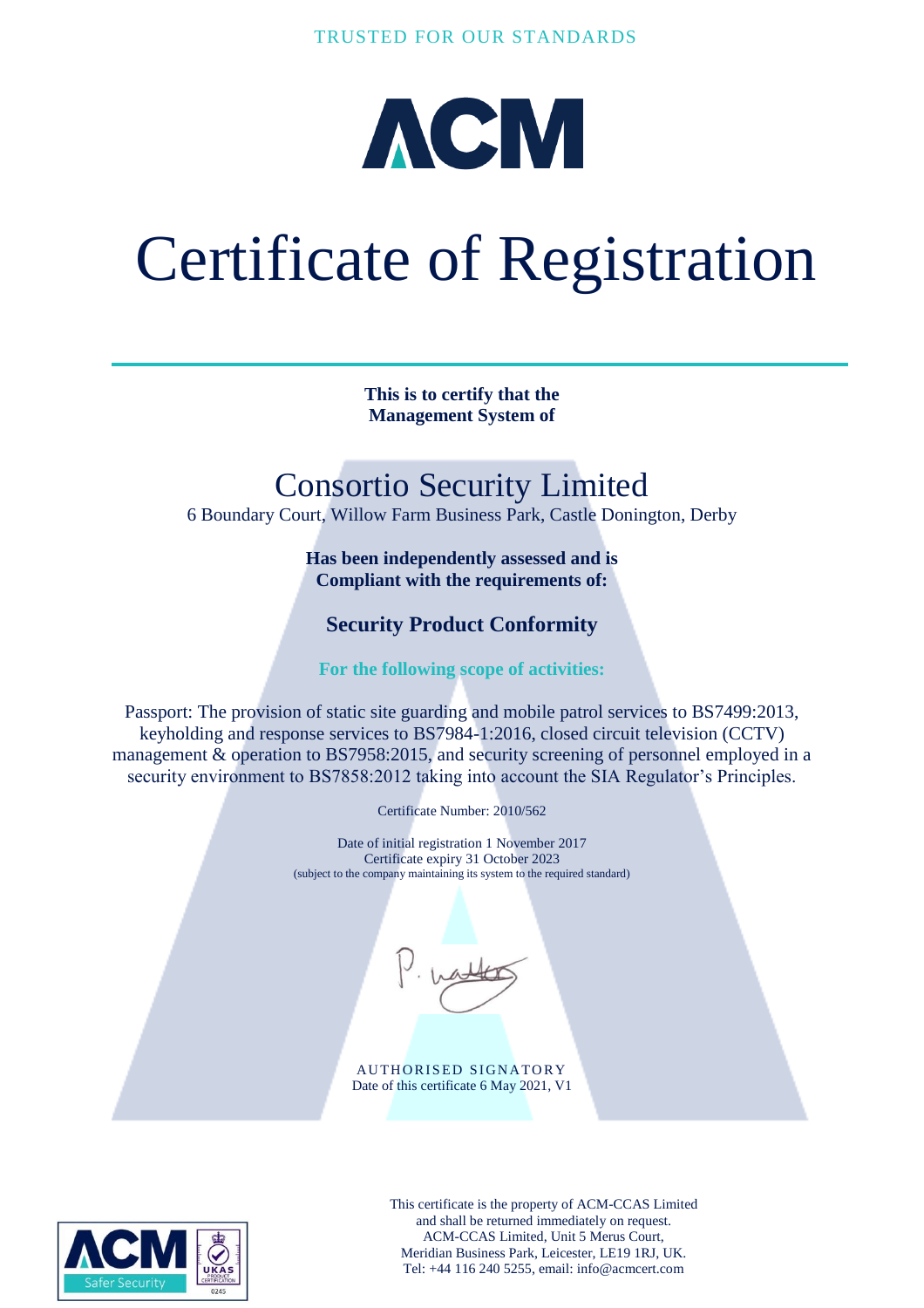TRUSTED FOR OUR STANDARDS

ACM

# Certificate of Registration

**This is to certify that the Management System of**

## Consortio Security Limited

6 Boundary Court, Willow Farm Business Park, Castle Donington, Derby

**Has been independently assessed and is Compliant with the requirements of:**

### Security Product Conformity

**For the following scope of activities:**

Passport: The provision of static site guarding and mobile patrol services to BS7499:2013, keyholding and response services to BS7984-1:2016, closed circuit television (CCTV) management & operation to BS7958:2015, and security screening of personnel employed in a security environment to BS7858:2012 taking into account the SIA Regulator's Principles.

Certificate Number: 2010/562

Date of initial registration 1 November 2017
Certificate expiry 31 October 2023
(subject to the company maintaining its system to the required standard)

AUTHORISED SIGNATORY
Date of this certificate 6 May 2021, V1

This certificate is the property of ACM-CCAS Limited and shall be returned immediately on request.
ACM-CCAS Limited, Unit 5 Merus Court, Meridian Business Park, Leicester, LE19 1RJ, UK.
Tel: +44 116 240 5255, email: info@acmcert.com

ACM Safer Security

UKAS PRODUCT CERTIFICATION 0245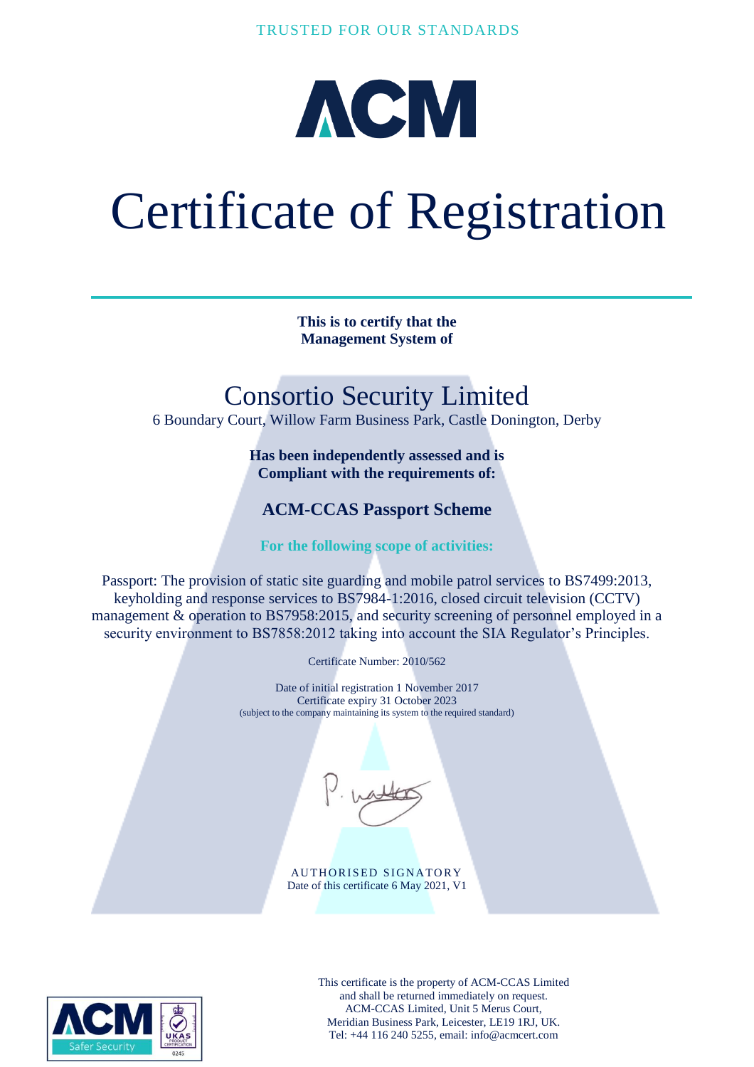TRUSTED FOR OUR STANDARDS

ACM

# Certificate of Registration

**This is to certify that the Management System of**

## Consortio Security Limited

6 Boundary Court, Willow Farm Business Park, Castle Donington, Derby

**Has been independently assessed and is Compliant with the requirements of:**

### ACM-CCAS Passport Scheme

**For the following scope of activities:**

Passport: The provision of static site guarding and mobile patrol services to BS7499:2013, keyholding and response services to BS7984-1:2016, closed circuit television (CCTV) management & operation to BS7958:2015, and security screening of personnel employed in a security environment to BS7858:2012 taking into account the SIA Regulator's Principles.

Certificate Number: 2010/562

Date of initial registration 1 November 2017
Certificate expiry 31 October 2023
(subject to the company maintaining its system to the required standard)

AUTHORISED SIGNATORY
Date of this certificate 6 May 2021, V1

ACM Safer Security

UKAS PRODUCT CERTIFICATION 0245

This certificate is the property of ACM-CCAS Limited and shall be returned immediately on request.
ACM-CCAS Limited, Unit 5 Merus Court, Meridian Business Park, Leicester, LE19 1RJ, UK.
Tel: +44 116 240 5255, email: info@acmcert.com